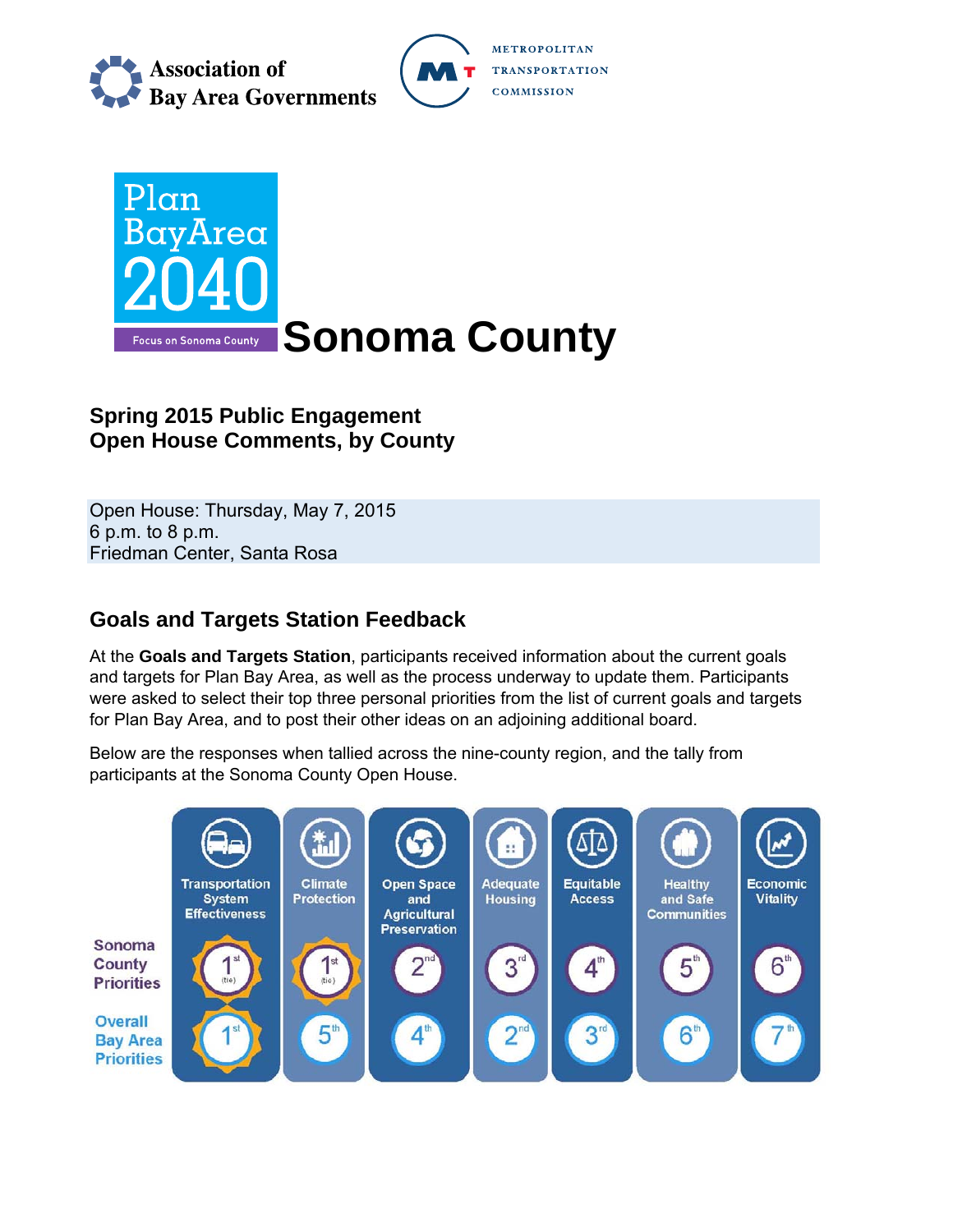Association of Bay Area Governments

METROPOLITAN TRANSPORTATION COMMISSION

Plan Bay Area 2040

Focus on Sonoma County

# Sonoma County

## Spring 2015 Public Engagement
## Open House Comments, by County

Open House: Thursday, May 7, 2015
6 p.m. to 8 p.m.
Friedman Center, Santa Rosa

## Goals and Targets Station Feedback

At the **Goals and Targets Station**, participants received information about the current goals and targets for Plan Bay Area, as well as the process underway to update them. Participants were asked to select their top three personal priorities from the list of current goals and targets for Plan Bay Area, and to post their other ideas on an adjoining additional board.

Below are the responses when tallied across the nine-county region, and the tally from participants at the Sonoma County Open House.

| | Transportation System Effectiveness | Climate Protection | Open Space and Agricultural Preservation | Adequate Housing | Equitable Access | Healthy and Safe Communities | Economic Vitality |
|---|---|---|---|---|---|---|---|
| Sonoma County Priorities | 1st (tie) | 1st (tie) | 2nd | 3rd | 4th | 5th | 6th |
| Overall Bay Area Priorities | 1st | 5th | 4th | 2nd | 3rd | 6th | 7th |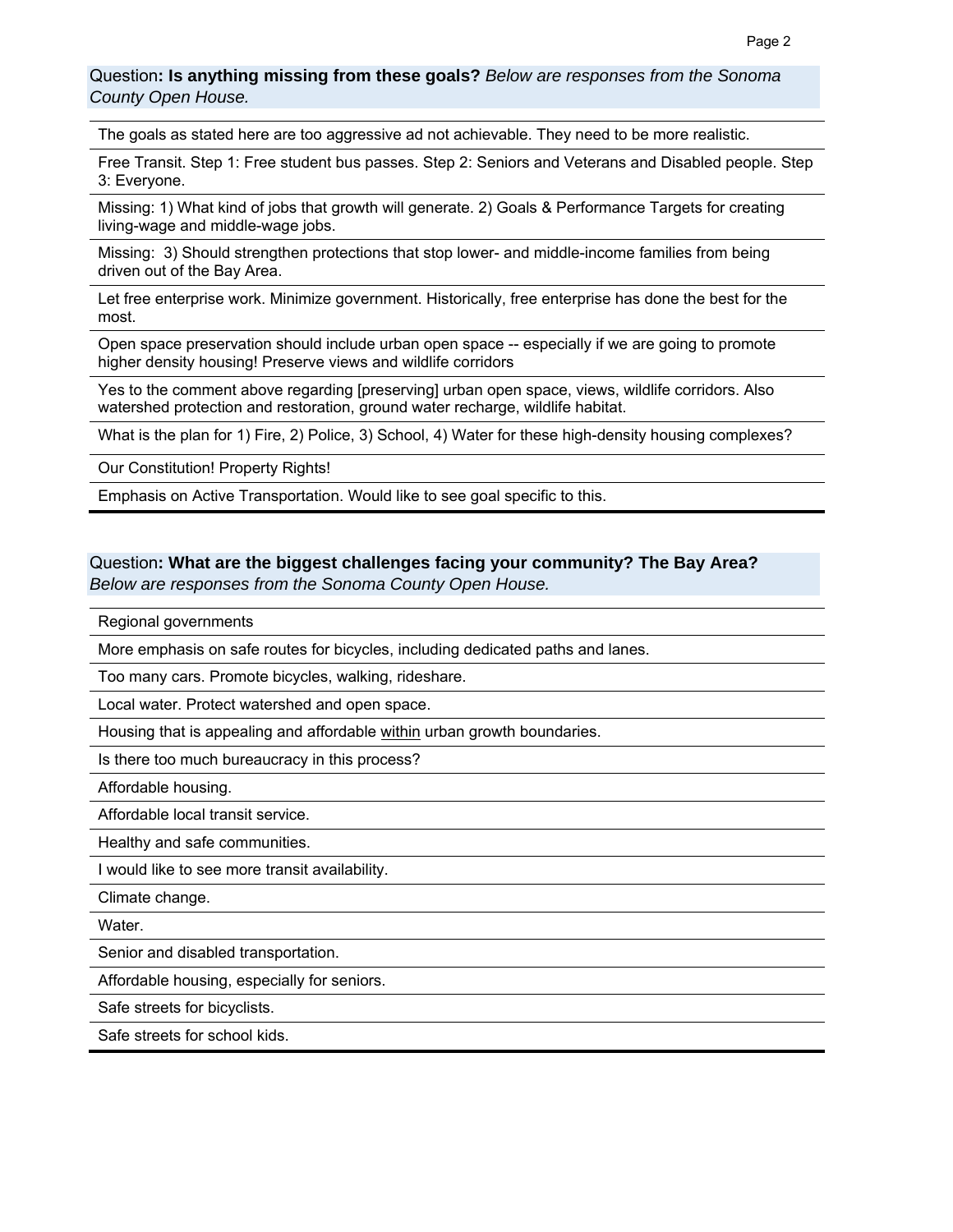Question**: Is anything missing from these goals?** *Below are responses from the Sonoma County Open House.*

| |
|---|
| The goals as stated here are too aggressive ad not achievable. They need to be more realistic. |
| Free Transit. Step 1: Free student bus passes. Step 2: Seniors and Veterans and Disabled people. Step 3: Everyone. |
| Missing: 1) What kind of jobs that growth will generate. 2) Goals & Performance Targets for creating living-wage and middle-wage jobs. |
| Missing: 3) Should strengthen protections that stop lower- and middle-income families from being driven out of the Bay Area. |
| Let free enterprise work. Minimize government. Historically, free enterprise has done the best for the most. |
| Open space preservation should include urban open space -- especially if we are going to promote higher density housing! Preserve views and wildlife corridors |
| Yes to the comment above regarding [preserving] urban open space, views, wildlife corridors. Also watershed protection and restoration, ground water recharge, wildlife habitat. |
| What is the plan for 1) Fire, 2) Police, 3) School, 4) Water for these high-density housing complexes? |
| Our Constitution! Property Rights! |
| Emphasis on Active Transportation. Would like to see goal specific to this. |

Question**: What are the biggest challenges facing your community? The Bay Area?** *Below are responses from the Sonoma County Open House.*

| |
|---|
| Regional governments |
| More emphasis on safe routes for bicycles, including dedicated paths and lanes. |
| Too many cars. Promote bicycles, walking, rideshare. |
| Local water. Protect watershed and open space. |
| Housing that is appealing and affordable <u>within</u> urban growth boundaries. |
| Is there too much bureaucracy in this process? |
| Affordable housing. |
| Affordable local transit service. |
| Healthy and safe communities. |
| I would like to see more transit availability. |
| Climate change. |
| Water. |
| Senior and disabled transportation. |
| Affordable housing, especially for seniors. |
| Safe streets for bicyclists. |
| Safe streets for school kids. |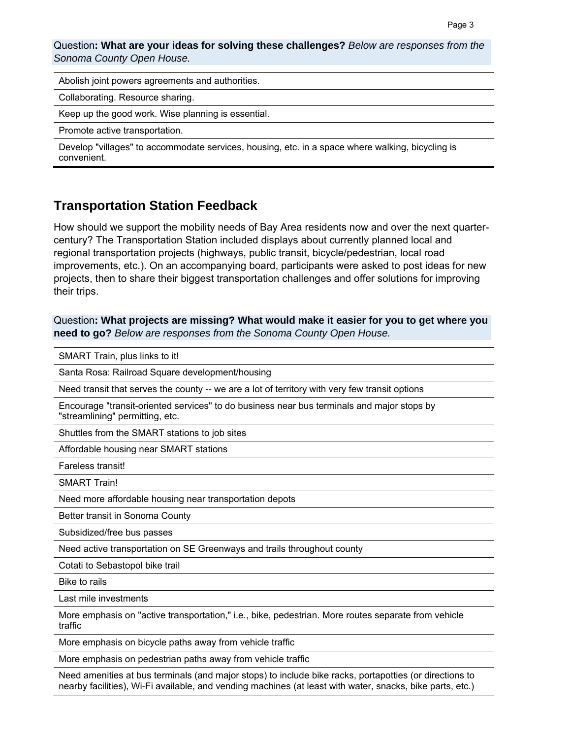Question**: What are your ideas for solving these challenges?** *Below are responses from the Sonoma County Open House.*

| |
|---|
| Abolish joint powers agreements and authorities. |
| Collaborating. Resource sharing. |
| Keep up the good work. Wise planning is essential. |
| Promote active transportation. |
| Develop "villages" to accommodate services, housing, etc. in a space where walking, bicycling is convenient. |

## Transportation Station Feedback

How should we support the mobility needs of Bay Area residents now and over the next quarter-century? The Transportation Station included displays about currently planned local and regional transportation projects (highways, public transit, bicycle/pedestrian, local road improvements, etc.). On an accompanying board, participants were asked to post ideas for new projects, then to share their biggest transportation challenges and offer solutions for improving their trips.

Question**: What projects are missing? What would make it easier for you to get where you need to go?** *Below are responses from the Sonoma County Open House.*

| |
|---|
| SMART Train, plus links to it! |
| Santa Rosa: Railroad Square development/housing |
| Need transit that serves the county -- we are a lot of territory with very few transit options |
| Encourage "transit-oriented services" to do business near bus terminals and major stops by "streamlining" permitting, etc. |
| Shuttles from the SMART stations to job sites |
| Affordable housing near SMART stations |
| Fareless transit! |
| SMART Train! |
| Need more affordable housing near transportation depots |
| Better transit in Sonoma County |
| Subsidized/free bus passes |
| Need active transportation on SE Greenways and trails throughout county |
| Cotati to Sebastopol bike trail |
| Bike to rails |
| Last mile investments |
| More emphasis on "active transportation," i.e., bike, pedestrian. More routes separate from vehicle traffic |
| More emphasis on bicycle paths away from vehicle traffic |
| More emphasis on pedestrian paths away from vehicle traffic |
| Need amenities at bus terminals (and major stops) to include bike racks, portapotties (or directions to nearby facilities), Wi-Fi available, and vending machines (at least with water, snacks, bike parts, etc.) |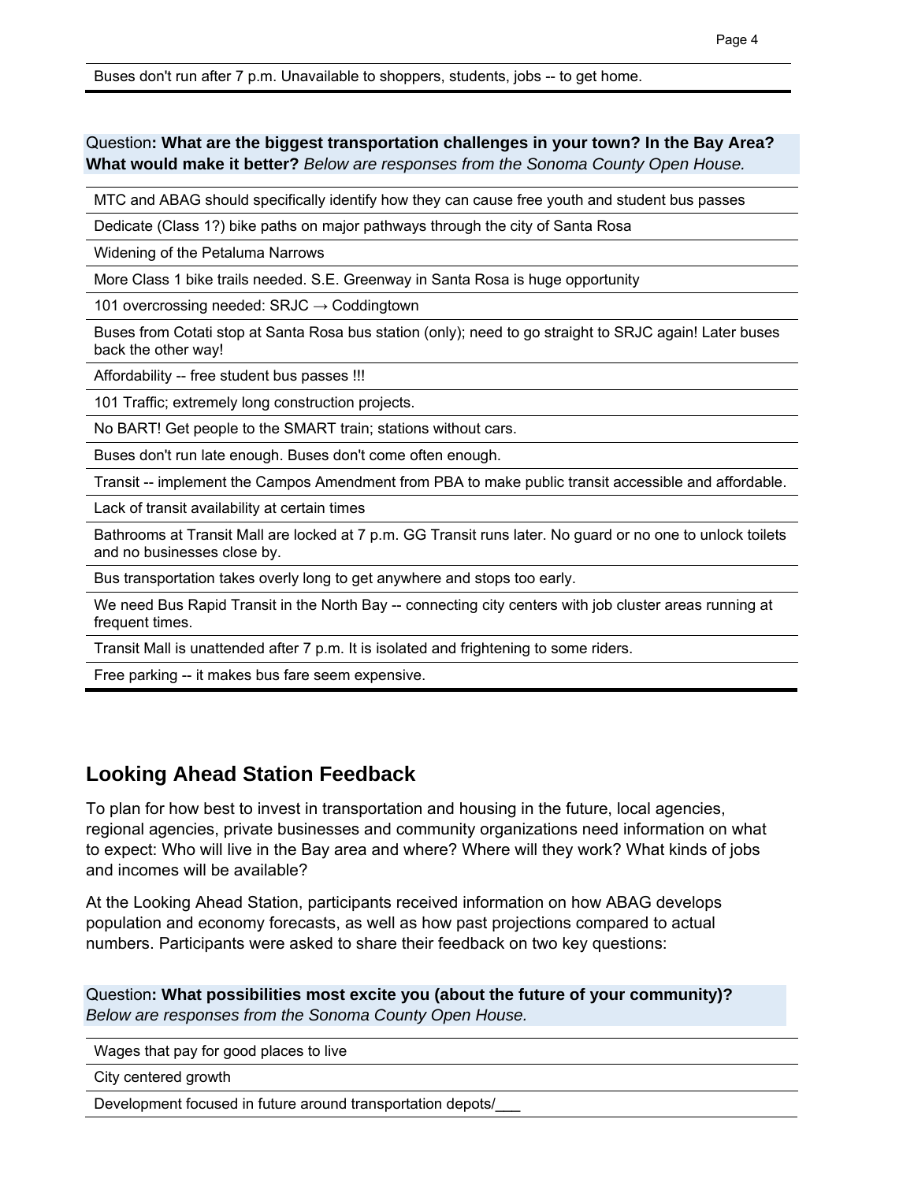| Buses don't run after 7 p.m. Unavailable to shoppers, students, jobs -- to get home. |
|---|

Question**: What are the biggest transportation challenges in your town? In the Bay Area? What would make it better?** *Below are responses from the Sonoma County Open House.*

| |
|---|
| MTC and ABAG should specifically identify how they can cause free youth and student bus passes |
| Dedicate (Class 1?) bike paths on major pathways through the city of Santa Rosa |
| Widening of the Petaluma Narrows |
| More Class 1 bike trails needed. S.E. Greenway in Santa Rosa is huge opportunity |
| 101 overcrossing needed: SRJC → Coddingtown |
| Buses from Cotati stop at Santa Rosa bus station (only); need to go straight to SRJC again! Later buses back the other way! |
| Affordability -- free student bus passes !!! |
| 101 Traffic; extremely long construction projects. |
| No BART! Get people to the SMART train; stations without cars. |
| Buses don't run late enough. Buses don't come often enough. |
| Transit -- implement the Campos Amendment from PBA to make public transit accessible and affordable. |
| Lack of transit availability at certain times |
| Bathrooms at Transit Mall are locked at 7 p.m. GG Transit runs later. No guard or no one to unlock toilets and no businesses close by. |
| Bus transportation takes overly long to get anywhere and stops too early. |
| We need Bus Rapid Transit in the North Bay -- connecting city centers with job cluster areas running at frequent times. |
| Transit Mall is unattended after 7 p.m. It is isolated and frightening to some riders. |
| Free parking -- it makes bus fare seem expensive. |

## Looking Ahead Station Feedback

To plan for how best to invest in transportation and housing in the future, local agencies, regional agencies, private businesses and community organizations need information on what to expect: Who will live in the Bay area and where? Where will they work? What kinds of jobs and incomes will be available?

At the Looking Ahead Station, participants received information on how ABAG develops population and economy forecasts, as well as how past projections compared to actual numbers. Participants were asked to share their feedback on two key questions:

Question**: What possibilities most excite you (about the future of your community)?** *Below are responses from the Sonoma County Open House.*

| |
|---|
| Wages that pay for good places to live |
| City centered growth |
| Development focused in future around transportation depots/___ |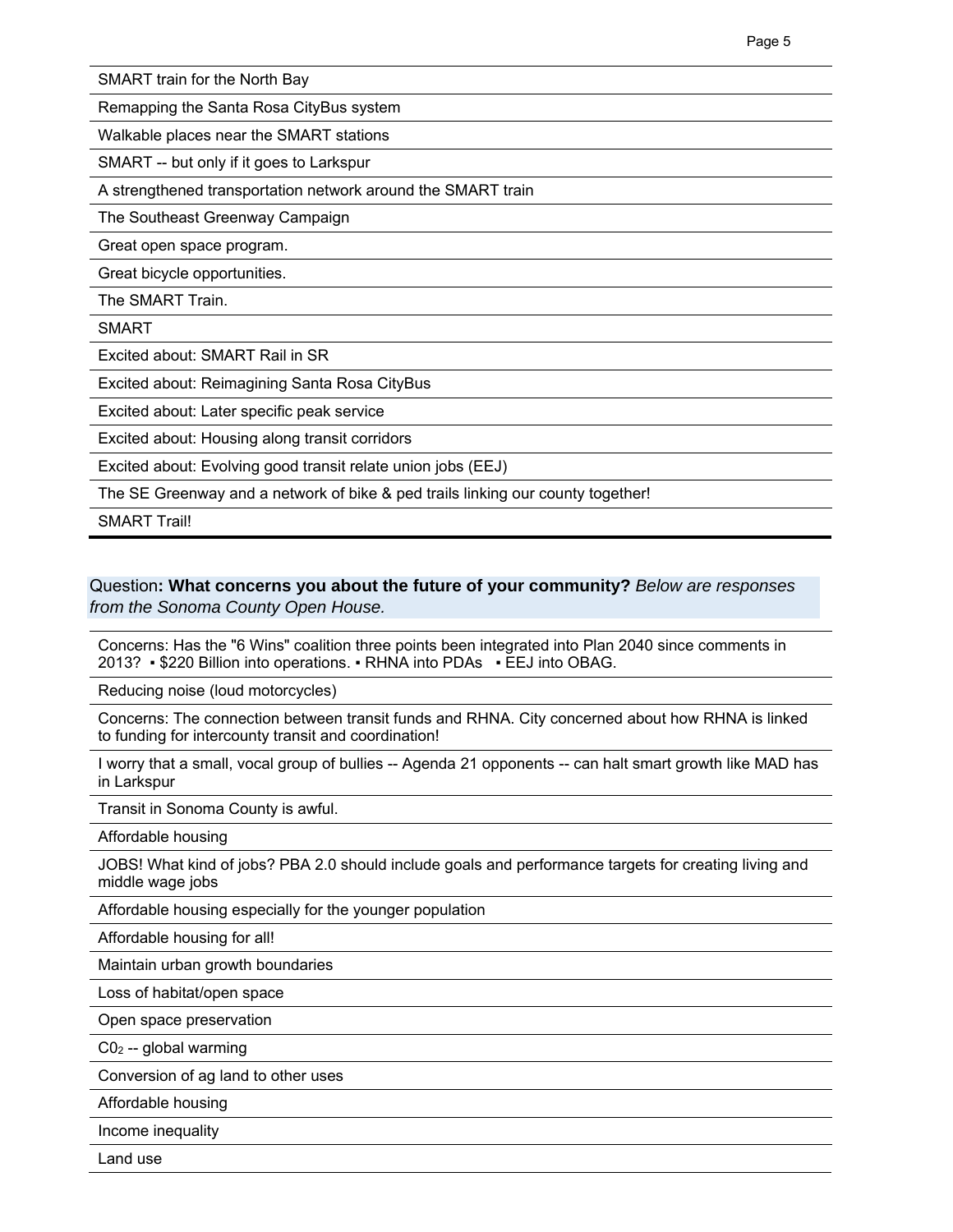| |
|---|
| SMART train for the North Bay |
| Remapping the Santa Rosa CityBus system |
| Walkable places near the SMART stations |
| SMART -- but only if it goes to Larkspur |
| A strengthened transportation network around the SMART train |
| The Southeast Greenway Campaign |
| Great open space program. |
| Great bicycle opportunities. |
| The SMART Train. |
| SMART |
| Excited about: SMART Rail in SR |
| Excited about: Reimagining Santa Rosa CityBus |
| Excited about: Later specific peak service |
| Excited about: Housing along transit corridors |
| Excited about: Evolving good transit relate union jobs (EEJ) |
| The SE Greenway and a network of bike & ped trails linking our county together! |
| SMART Trail! |

Question**: What concerns you about the future of your community?** *Below are responses from the Sonoma County Open House.*

| |
|---|
| Concerns: Has the "6 Wins" coalition three points been integrated into Plan 2040 since comments in 2013? ▪ $220 Billion into operations. ▪ RHNA into PDAs ▪ EEJ into OBAG. |
| Reducing noise (loud motorcycles) |
| Concerns: The connection between transit funds and RHNA. City concerned about how RHNA is linked to funding for intercounty transit and coordination! |
| I worry that a small, vocal group of bullies -- Agenda 21 opponents -- can halt smart growth like MAD has in Larkspur |
| Transit in Sonoma County is awful. |
| Affordable housing |
| JOBS! What kind of jobs? PBA 2.0 should include goals and performance targets for creating living and middle wage jobs |
| Affordable housing especially for the younger population |
| Affordable housing for all! |
| Maintain urban growth boundaries |
| Loss of habitat/open space |
| Open space preservation |
| $C0_2$ -- global warming |
| Conversion of ag land to other uses |
| Affordable housing |
| Income inequality |
| Land use |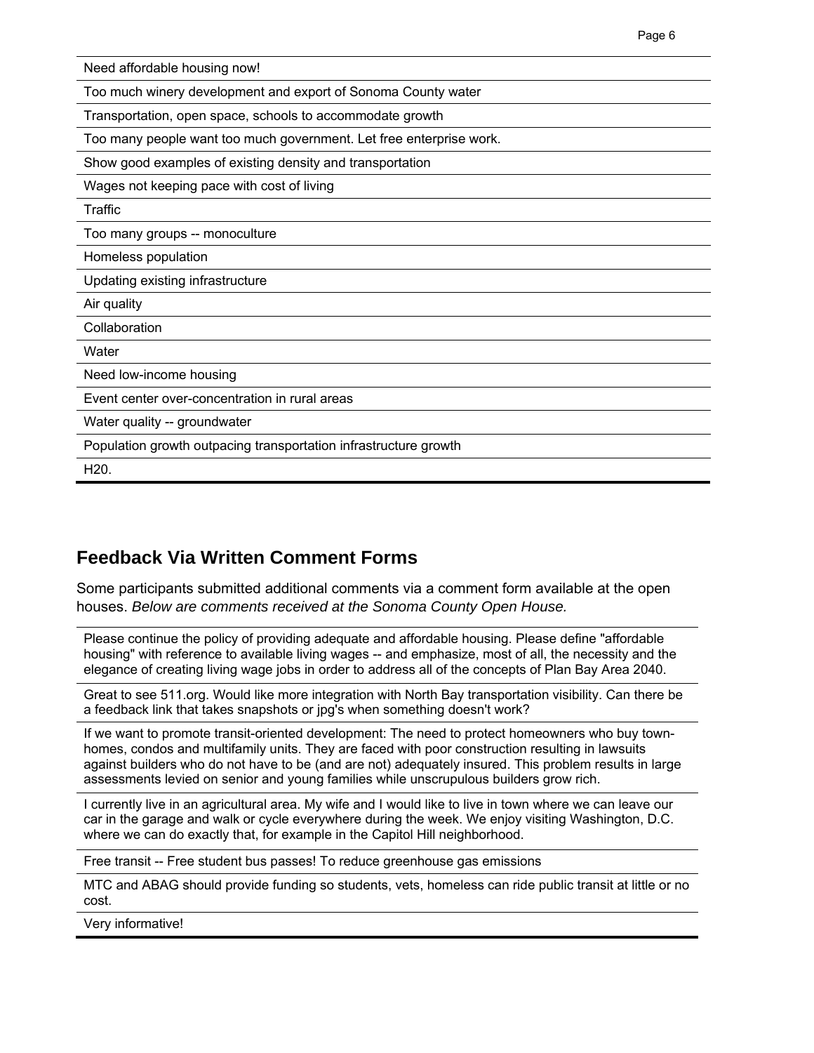| |
|---|
| Need affordable housing now! |
| Too much winery development and export of Sonoma County water |
| Transportation, open space, schools to accommodate growth |
| Too many people want too much government. Let free enterprise work. |
| Show good examples of existing density and transportation |
| Wages not keeping pace with cost of living |
| Traffic |
| Too many groups -- monoculture |
| Homeless population |
| Updating existing infrastructure |
| Air quality |
| Collaboration |
| Water |
| Need low-income housing |
| Event center over-concentration in rural areas |
| Water quality -- groundwater |
| Population growth outpacing transportation infrastructure growth |
| H20. |

## Feedback Via Written Comment Forms

Some participants submitted additional comments via a comment form available at the open houses. *Below are comments received at the Sonoma County Open House.*

| |
|---|
| Please continue the policy of providing adequate and affordable housing. Please define "affordable housing" with reference to available living wages -- and emphasize, most of all, the necessity and the elegance of creating living wage jobs in order to address all of the concepts of Plan Bay Area 2040. |
| Great to see 511.org. Would like more integration with North Bay transportation visibility. Can there be a feedback link that takes snapshots or jpg's when something doesn't work? |
| If we want to promote transit-oriented development: The need to protect homeowners who buy town-homes, condos and multifamily units. They are faced with poor construction resulting in lawsuits against builders who do not have to be (and are not) adequately insured. This problem results in large assessments levied on senior and young families while unscrupulous builders grow rich. |
| I currently live in an agricultural area. My wife and I would like to live in town where we can leave our car in the garage and walk or cycle everywhere during the week. We enjoy visiting Washington, D.C. where we can do exactly that, for example in the Capitol Hill neighborhood. |
| Free transit -- Free student bus passes! To reduce greenhouse gas emissions |
| MTC and ABAG should provide funding so students, vets, homeless can ride public transit at little or no cost. |
| Very informative! |